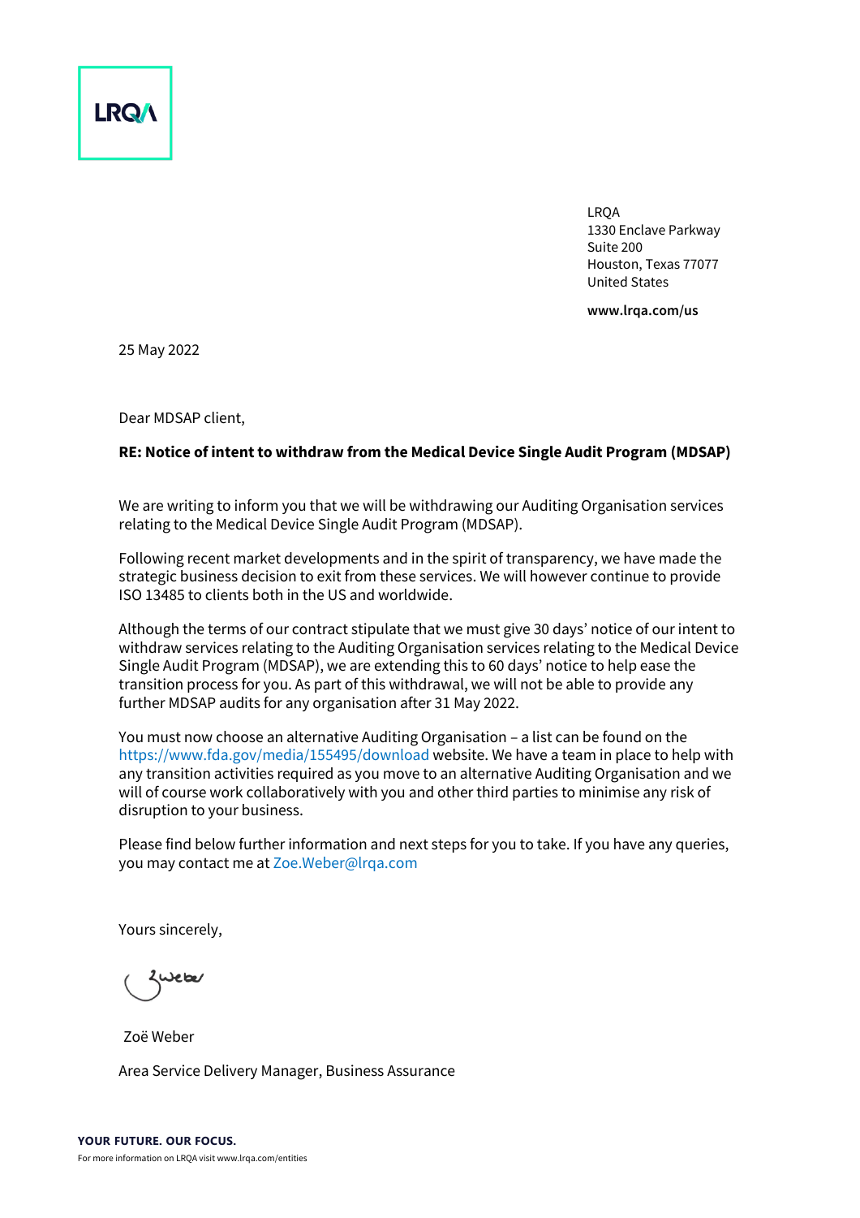LRQA

LRQA
1330 Enclave Parkway
Suite 200
Houston, Texas 77077
United States

**www.lrqa.com/us**

25 May 2022

Dear MDSAP client,

**RE: Notice of intent to withdraw from the Medical Device Single Audit Program (MDSAP)**

We are writing to inform you that we will be withdrawing our Auditing Organisation services relating to the Medical Device Single Audit Program (MDSAP).

Following recent market developments and in the spirit of transparency, we have made the strategic business decision to exit from these services. We will however continue to provide ISO 13485 to clients both in the US and worldwide.

Although the terms of our contract stipulate that we must give 30 days' notice of our intent to withdraw services relating to the Auditing Organisation services relating to the Medical Device Single Audit Program (MDSAP), we are extending this to 60 days' notice to help ease the transition process for you. As part of this withdrawal, we will not be able to provide any further MDSAP audits for any organisation after 31 May 2022.

You must now choose an alternative Auditing Organisation – a list can be found on the https://www.fda.gov/media/155495/download website. We have a team in place to help with any transition activities required as you move to an alternative Auditing Organisation and we will of course work collaboratively with you and other third parties to minimise any risk of disruption to your business.

Please find below further information and next steps for you to take. If you have any queries, you may contact me at Zoe.Weber@lrqa.com

Yours sincerely,

Zoë Weber

Area Service Delivery Manager, Business Assurance

**YOUR FUTURE. OUR FOCUS.**

For more information on LRQA visit www.lrqa.com/entities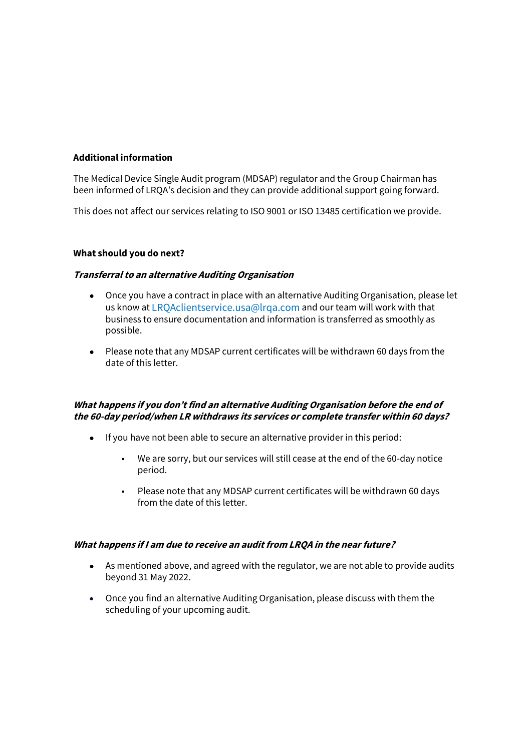**Additional information**

The Medical Device Single Audit program (MDSAP) regulator and the Group Chairman has been informed of LRQA's decision and they can provide additional support going forward.

This does not affect our services relating to ISO 9001 or ISO 13485 certification we provide.

**What should you do next?**

***Transferral to an alternative Auditing Organisation***

- Once you have a contract in place with an alternative Auditing Organisation, please let us know at LRQAclientservice.usa@lrqa.com and our team will work with that business to ensure documentation and information is transferred as smoothly as possible.

- Please note that any MDSAP current certificates will be withdrawn 60 days from the date of this letter.

***What happens if you don't find an alternative Auditing Organisation before the end of the 60-day period/when LR withdraws its services or complete transfer within 60 days?***

- If you have not been able to secure an alternative provider in this period:
    - We are sorry, but our services will still cease at the end of the 60-day notice period.
    - Please note that any MDSAP current certificates will be withdrawn 60 days from the date of this letter.

***What happens if I am due to receive an audit from LRQA in the near future?***

- As mentioned above, and agreed with the regulator, we are not able to provide audits beyond 31 May 2022.

- Once you find an alternative Auditing Organisation, please discuss with them the scheduling of your upcoming audit.